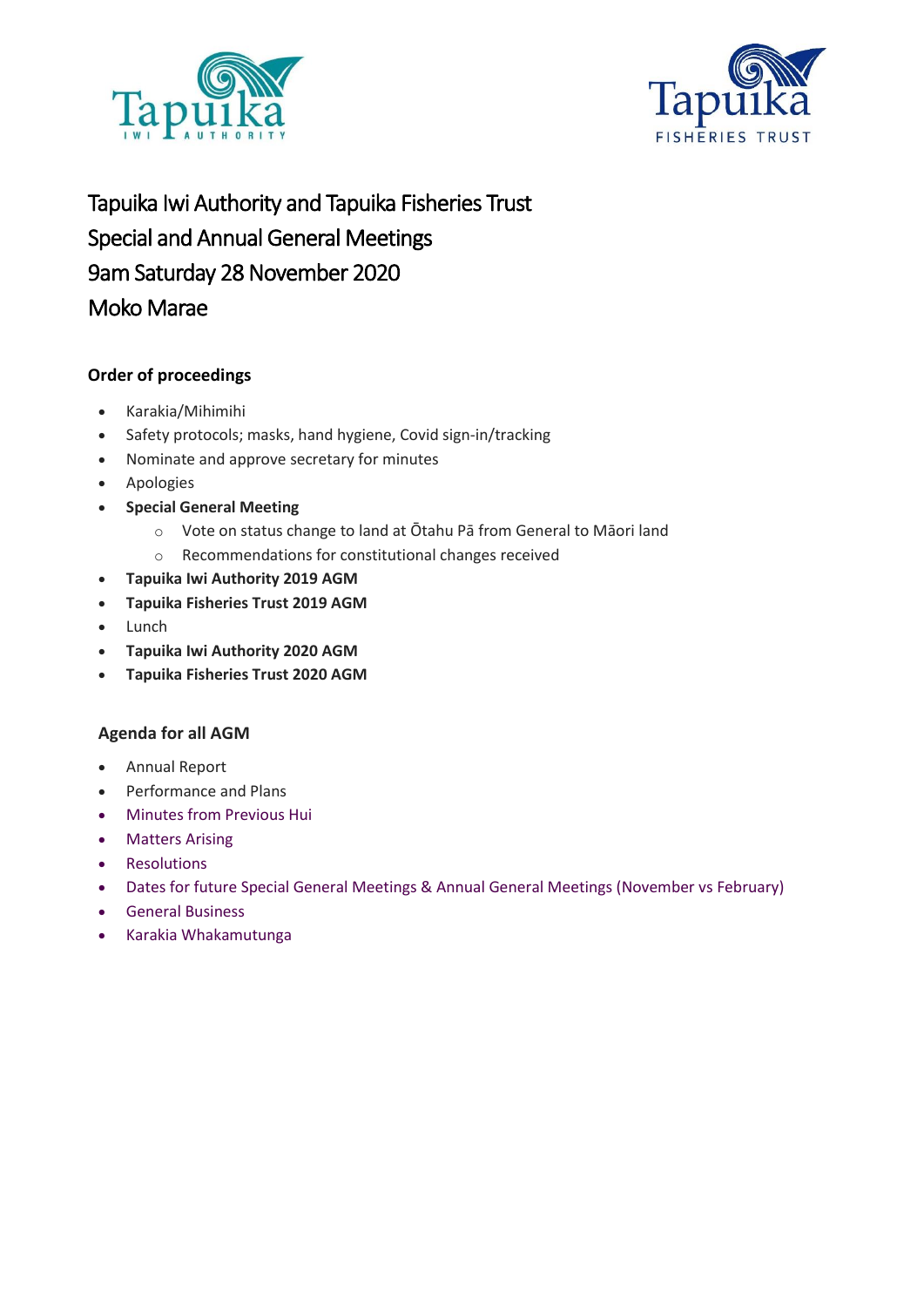# Tapuika Iwi Authority and Tapuika Fisheries Trust
# Special and Annual General Meetings
# 9am Saturday 28 November 2020
# Moko Marae

### Order of proceedings

- Karakia/Mihimihi
- Safety protocols; masks, hand hygiene, Covid sign-in/tracking
- Nominate and approve secretary for minutes
- Apologies
- **Special General Meeting**
  - Vote on status change to land at Ōtahu Pā from General to Māori land
  - Recommendations for constitutional changes received
- **Tapuika Iwi Authority 2019 AGM**
- **Tapuika Fisheries Trust 2019 AGM**
- Lunch
- **Tapuika Iwi Authority 2020 AGM**
- **Tapuika Fisheries Trust 2020 AGM**

### Agenda for all AGM

- Annual Report
- Performance and Plans
- Minutes from Previous Hui
- Matters Arising
- Resolutions
- Dates for future Special General Meetings & Annual General Meetings (November vs February)
- General Business
- Karakia Whakamutunga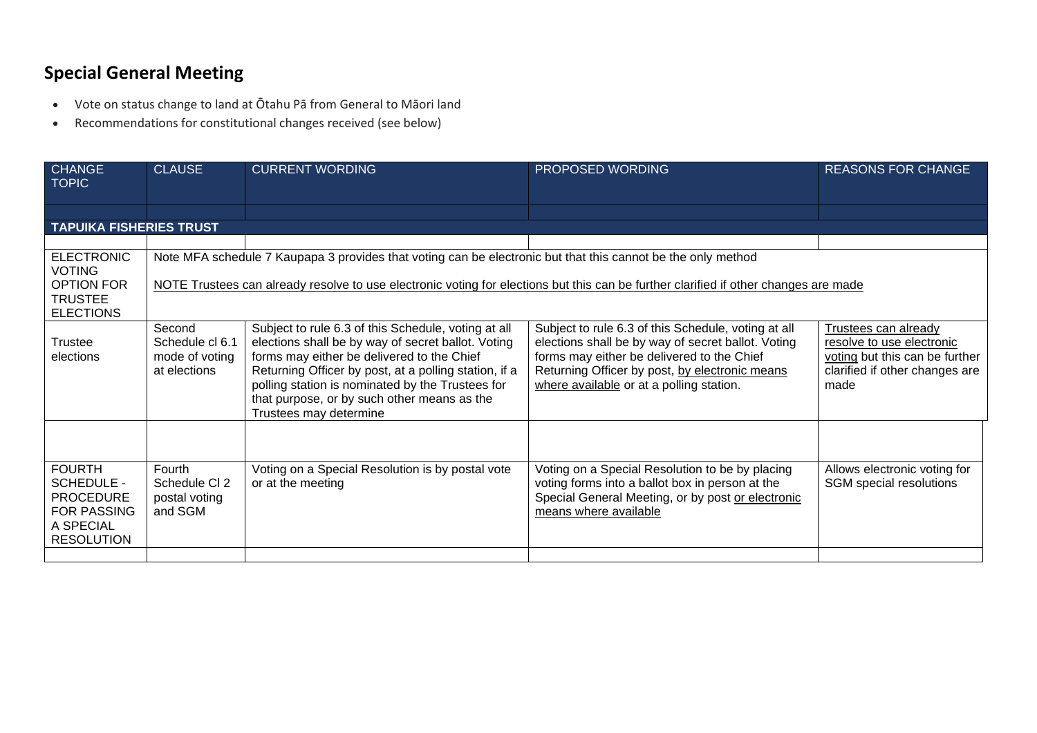## Special General Meeting

- Vote on status change to land at Ōtahu Pā from General to Māori land
- Recommendations for constitutional changes received (see below)

| CHANGE TOPIC | CLAUSE | CURRENT WORDING | PROPOSED WORDING | REASONS FOR CHANGE |
|---|---|---|---|---|
| | | | | |
| **TAPUIKA FISHERIES TRUST** | | | | |
| | | | | |
| ELECTRONIC VOTING OPTION FOR TRUSTEE ELECTIONS | Note MFA schedule 7 Kaupapa 3 provides that voting can be electronic but that this cannot be the only method<br><br><u>NOTE Trustees can already resolve to use electronic voting for elections but this can be further clarified if other changes are made</u> | | | |
| Trustee elections | Second Schedule cl 6.1 mode of voting at elections | Subject to rule 6.3 of this Schedule, voting at all elections shall be by way of secret ballot. Voting forms may either be delivered to the Chief Returning Officer by post, at a polling station, if a polling station is nominated by the Trustees for that purpose, or by such other means as the Trustees may determine | Subject to rule 6.3 of this Schedule, voting at all elections shall be by way of secret ballot. Voting forms may either be delivered to the Chief Returning Officer by post, <u>by electronic means where available</u> or at a polling station. | <u>Trustees can already resolve to use electronic voting</u> but this can be further clarified if other changes are made |
| | | | | |
| FOURTH SCHEDULE - PROCEDURE FOR PASSING A SPECIAL RESOLUTION | Fourth Schedule Cl 2 postal voting and SGM | Voting on a Special Resolution is by postal vote or at the meeting | Voting on a Special Resolution to be by placing voting forms into a ballot box in person at the Special General Meeting, or by post <u>or electronic means where available</u> | Allows electronic voting for SGM special resolutions |
| | | | | |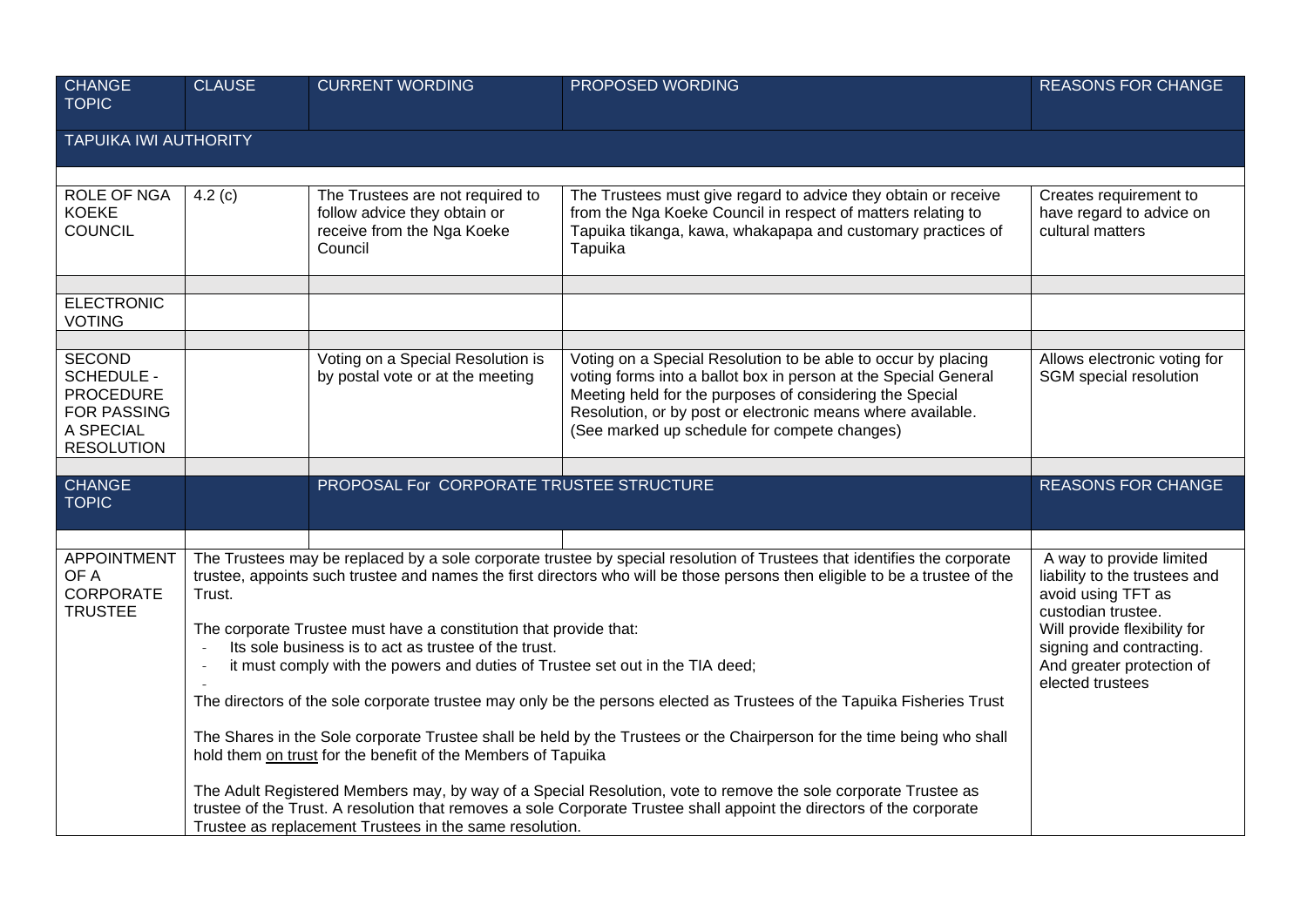| CHANGE TOPIC | CLAUSE | CURRENT WORDING | PROPOSED WORDING | REASONS FOR CHANGE |
|---|---|---|---|---|
| TAPUIKA IWI AUTHORITY | | | | |
| ROLE OF NGA KOEKE COUNCIL | 4.2 (c) | The Trustees are not required to follow advice they obtain or receive from the Nga Koeke Council | The Trustees must give regard to advice they obtain or receive from the Nga Koeke Council in respect of matters relating to Tapuika tikanga, kawa, whakapapa and customary practices of Tapuika | Creates requirement to have regard to advice on cultural matters |
| | | | | |
| ELECTRONIC VOTING | | | | |
| | | | | |
| SECOND SCHEDULE - PROCEDURE FOR PASSING A SPECIAL RESOLUTION | | Voting on a Special Resolution is by postal vote or at the meeting | Voting on a Special Resolution to be able to occur by placing voting forms into a ballot box in person at the Special General Meeting held for the purposes of considering the Special Resolution, or by post or electronic means where available. (See marked up schedule for compete changes) | Allows electronic voting for SGM special resolution |
| | | | | |
| CHANGE TOPIC | | PROPOSAL For CORPORATE TRUSTEE STRUCTURE | | REASONS FOR CHANGE |
| | | | | |
| APPOINTMENT OF A CORPORATE TRUSTEE | The Trustees may be replaced by a sole corporate trustee by special resolution of Trustees that identifies the corporate trustee, appoints such trustee and names the first directors who will be those persons then eligible to be a trustee of the Trust.<br><br>The corporate Trustee must have a constitution that provide that:<br>- Its sole business is to act as trustee of the trust.<br>- it must comply with the powers and duties of Trustee set out in the TIA deed;<br>-<br><br>The directors of the sole corporate trustee may only be the persons elected as Trustees of the Tapuika Fisheries Trust<br><br>The Shares in the Sole corporate Trustee shall be held by the Trustees or the Chairperson for the time being who shall hold them on trust for the benefit of the Members of Tapuika<br><br>The Adult Registered Members may, by way of a Special Resolution, vote to remove the sole corporate Trustee as trustee of the Trust. A resolution that removes a sole Corporate Trustee shall appoint the directors of the corporate Trustee as replacement Trustees in the same resolution. | | | A way to provide limited liability to the trustees and avoid using TFT as custodian trustee.<br>Will provide flexibility for signing and contracting.<br>And greater protection of elected trustees |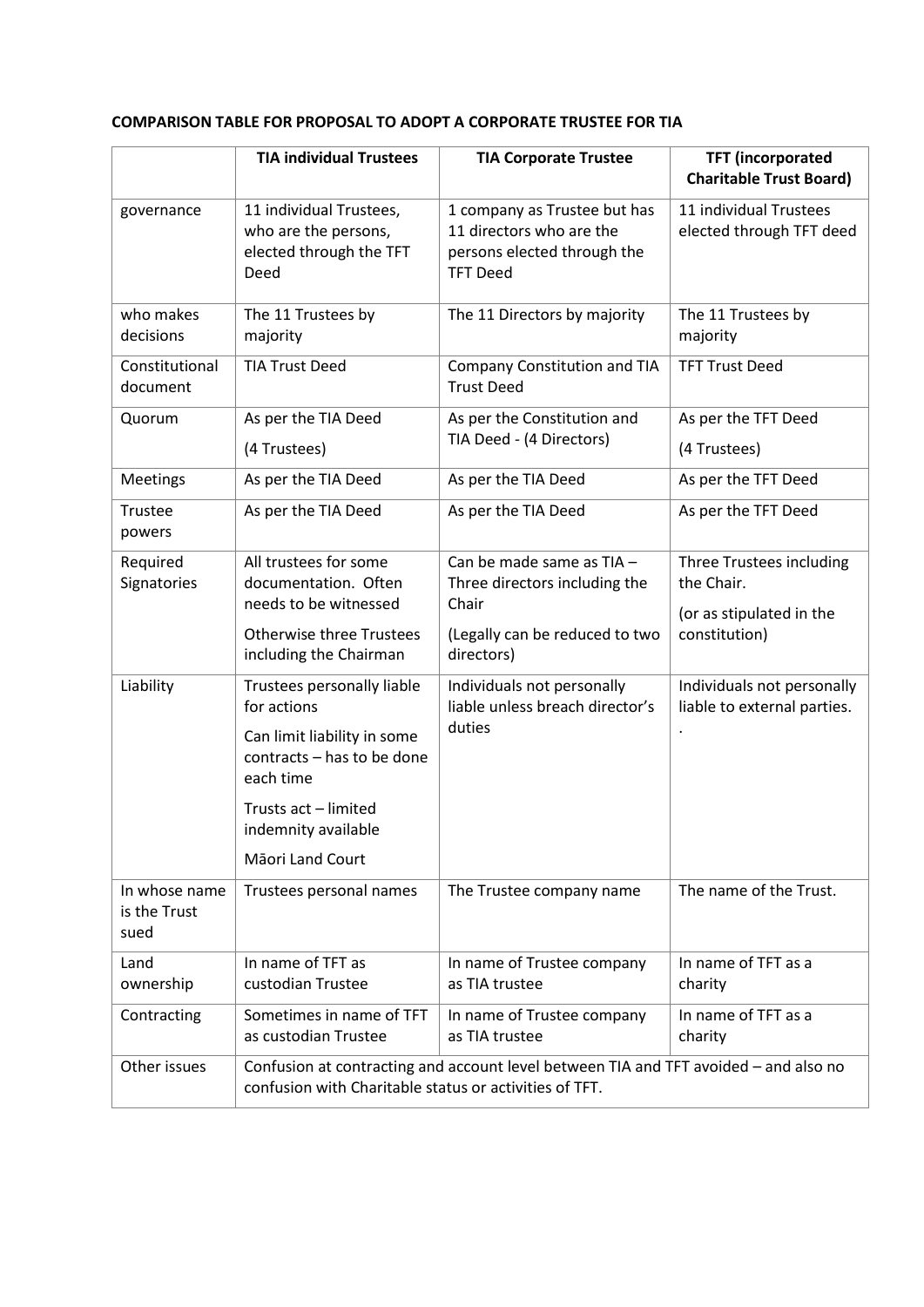**COMPARISON TABLE FOR PROPOSAL TO ADOPT A CORPORATE TRUSTEE FOR TIA**

| | TIA individual Trustees | TIA Corporate Trustee | TFT (incorporated Charitable Trust Board) |
|---|---|---|---|
| governance | 11 individual Trustees, who are the persons, elected through the TFT Deed | 1 company as Trustee but has 11 directors who are the persons elected through the TFT Deed | 11 individual Trustees elected through TFT deed |
| who makes decisions | The 11 Trustees by majority | The 11 Directors by majority | The 11 Trustees by majority |
| Constitutional document | TIA Trust Deed | Company Constitution and TIA Trust Deed | TFT Trust Deed |
| Quorum | As per the TIA Deed<br>(4 Trustees) | As per the Constitution and TIA Deed - (4 Directors) | As per the TFT Deed<br>(4 Trustees) |
| Meetings | As per the TIA Deed | As per the TIA Deed | As per the TFT Deed |
| Trustee powers | As per the TIA Deed | As per the TIA Deed | As per the TFT Deed |
| Required Signatories | All trustees for some documentation. Often needs to be witnessed<br>Otherwise three Trustees including the Chairman | Can be made same as TIA – Three directors including the Chair<br>(Legally can be reduced to two directors) | Three Trustees including the Chair.<br>(or as stipulated in the constitution) |
| Liability | Trustees personally liable for actions<br>Can limit liability in some contracts – has to be done each time<br>Trusts act – limited indemnity available<br>Māori Land Court | Individuals not personally liable unless breach director's duties | Individuals not personally liable to external parties.<br>. |
| In whose name is the Trust sued | Trustees personal names | The Trustee company name | The name of the Trust. |
| Land ownership | In name of TFT as custodian Trustee | In name of Trustee company as TIA trustee | In name of TFT as a charity |
| Contracting | Sometimes in name of TFT as custodian Trustee | In name of Trustee company as TIA trustee | In name of TFT as a charity |
| Other issues | Confusion at contracting and account level between TIA and TFT avoided – and also no confusion with Charitable status or activities of TFT. | | |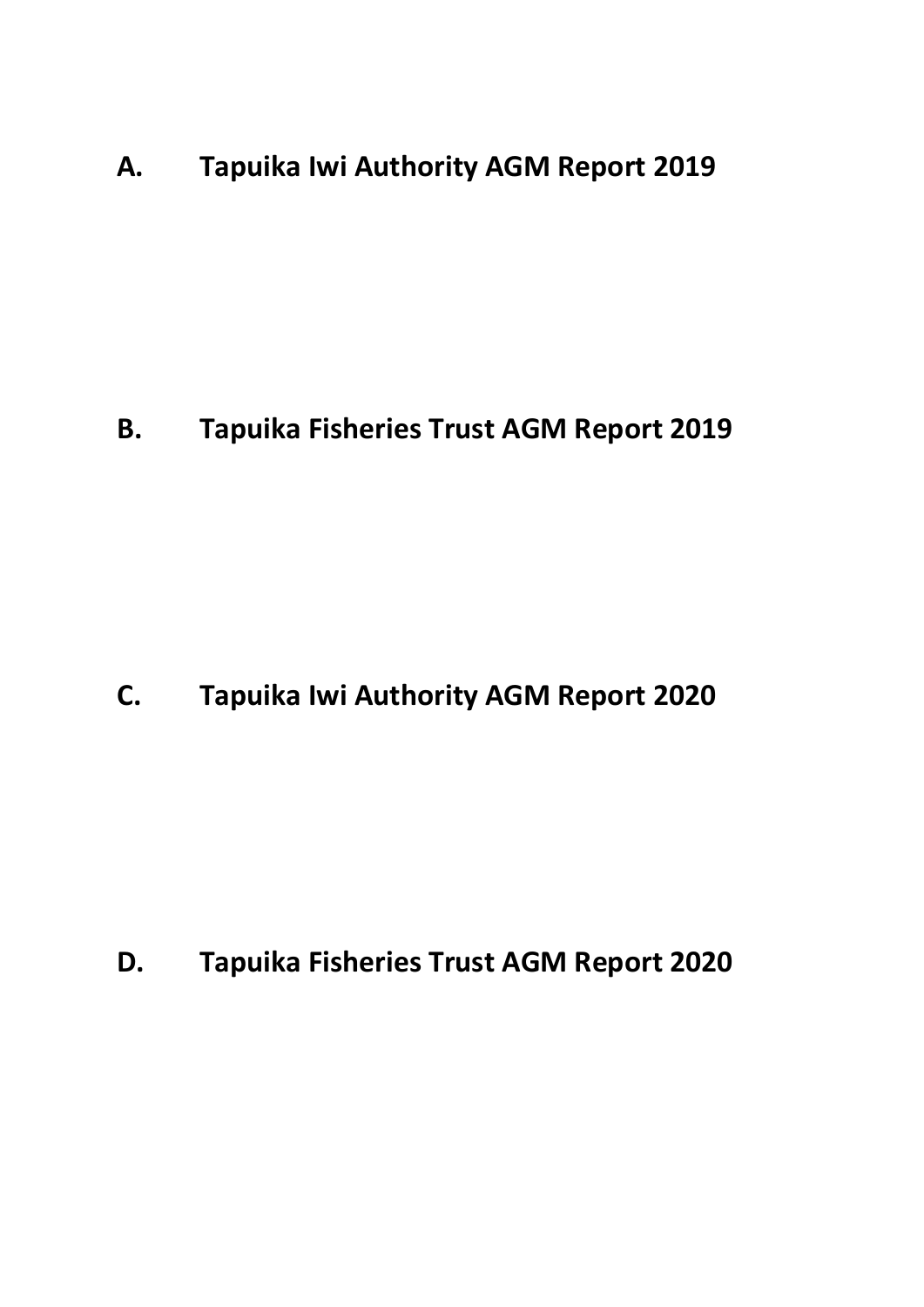**A. Tapuika Iwi Authority AGM Report 2019**

**B. Tapuika Fisheries Trust AGM Report 2019**

**C. Tapuika Iwi Authority AGM Report 2020**

**D. Tapuika Fisheries Trust AGM Report 2020**